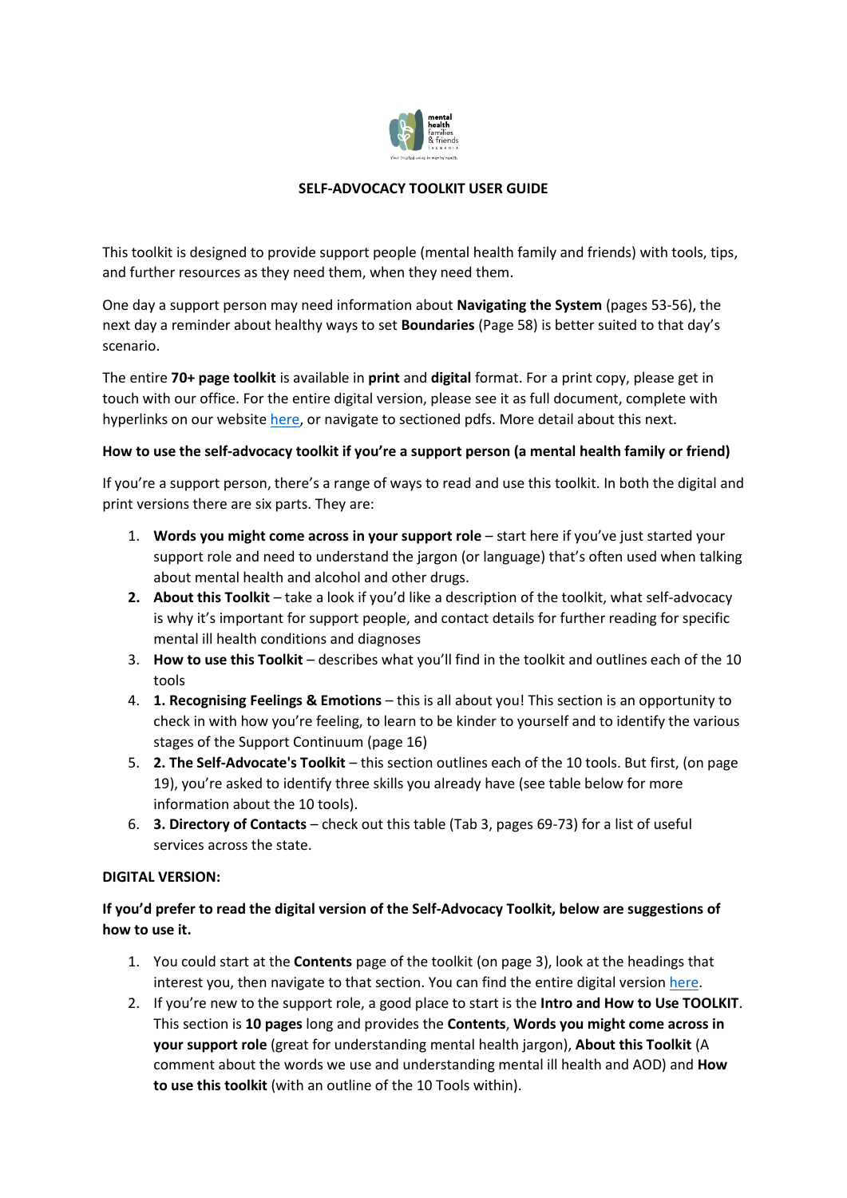# SELF-ADVOCACY TOOLKIT USER GUIDE

This toolkit is designed to provide support people (mental health family and friends) with tools, tips, and further resources as they need them, when they need them.

One day a support person may need information about **Navigating the System** (pages 53-56), the next day a reminder about healthy ways to set **Boundaries** (Page 58) is better suited to that day's scenario.

The entire **70+ page toolkit** is available in **print** and **digital** format. For a print copy, please get in touch with our office. For the entire digital version, please see it as full document, complete with hyperlinks on our website here, or navigate to sectioned pdfs. More detail about this next.

**How to use the self-advocacy toolkit if you're a support person (a mental health family or friend)**

If you're a support person, there's a range of ways to read and use this toolkit. In both the digital and print versions there are six parts. They are:

1. **Words you might come across in your support role** – start here if you've just started your support role and need to understand the jargon (or language) that's often used when talking about mental health and alcohol and other drugs.
2. **About this Toolkit** – take a look if you'd like a description of the toolkit, what self-advocacy is why it's important for support people, and contact details for further reading for specific mental ill health conditions and diagnoses
3. **How to use this Toolkit** – describes what you'll find in the toolkit and outlines each of the 10 tools
4. **1. Recognising Feelings & Emotions** – this is all about you! This section is an opportunity to check in with how you're feeling, to learn to be kinder to yourself and to identify the various stages of the Support Continuum (page 16)
5. **2. The Self-Advocate's Toolkit** – this section outlines each of the 10 tools. But first, (on page 19), you're asked to identify three skills you already have (see table below for more information about the 10 tools).
6. **3. Directory of Contacts** – check out this table (Tab 3, pages 69-73) for a list of useful services across the state.

**DIGITAL VERSION:**

**If you'd prefer to read the digital version of the Self-Advocacy Toolkit, below are suggestions of how to use it.**

1. You could start at the **Contents** page of the toolkit (on page 3), look at the headings that interest you, then navigate to that section. You can find the entire digital version here.
2. If you're new to the support role, a good place to start is the **Intro and How to Use TOOLKIT**. This section is **10 pages** long and provides the **Contents**, **Words you might come across in your support role** (great for understanding mental health jargon), **About this Toolkit** (A comment about the words we use and understanding mental ill health and AOD) and **How to use this toolkit** (with an outline of the 10 Tools within).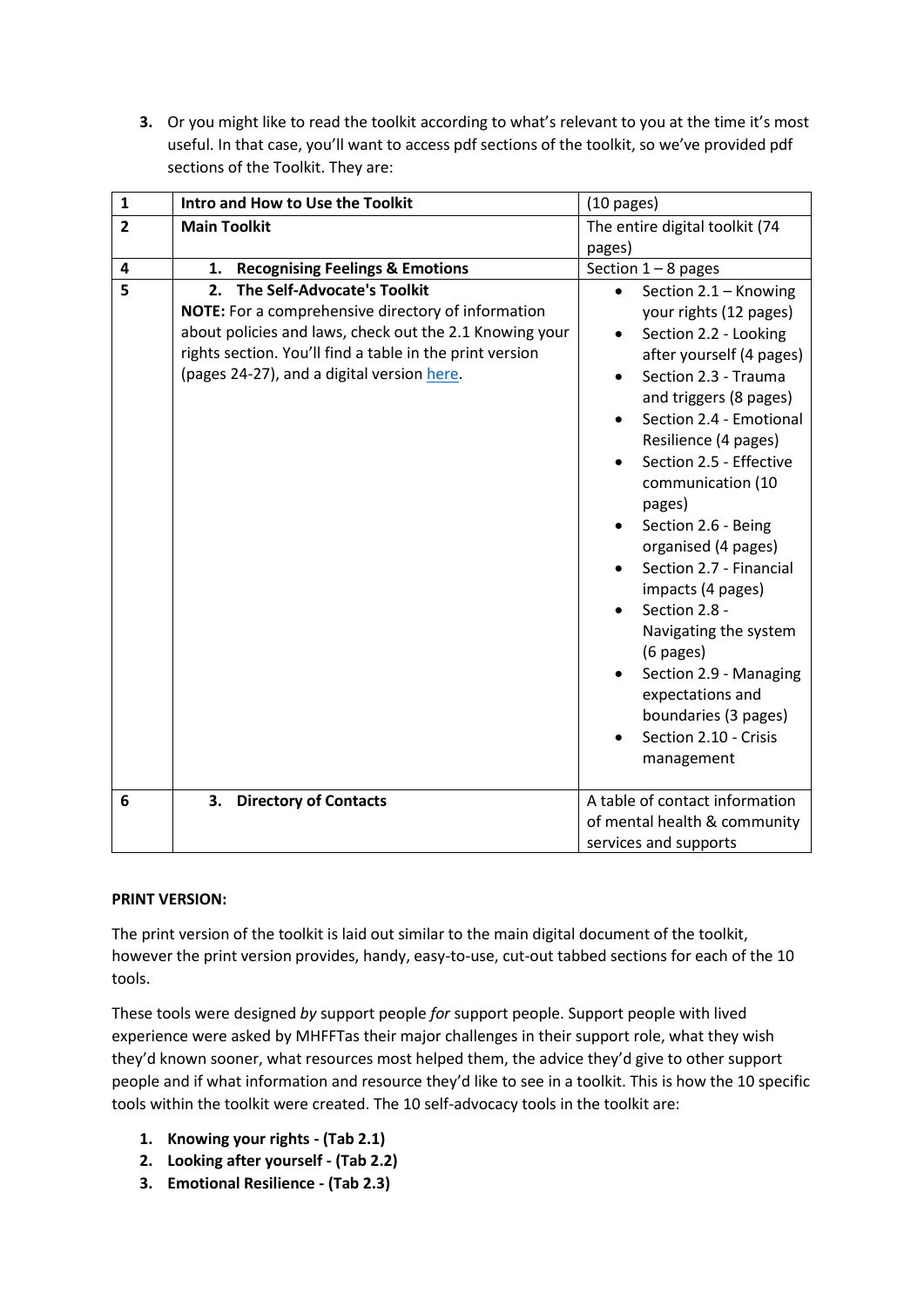3. Or you might like to read the toolkit according to what's relevant to you at the time it's most useful. In that case, you'll want to access pdf sections of the toolkit, so we've provided pdf sections of the Toolkit. They are:

| 1 | **Intro and How to Use the Toolkit** | (10 pages) |
|---|---|---|
| 2 | **Main Toolkit** | The entire digital toolkit (74 pages) |
| 4 | **1. Recognising Feelings & Emotions** | Section 1 – 8 pages |
| 5 | **2. The Self-Advocate's Toolkit**<br>**NOTE:** For a comprehensive directory of information about policies and laws, check out the 2.1 Knowing your rights section. You'll find a table in the print version (pages 24-27), and a digital version here. | • Section 2.1 – Knowing your rights (12 pages)<br>• Section 2.2 - Looking after yourself (4 pages)<br>• Section 2.3 - Trauma and triggers (8 pages)<br>• Section 2.4 - Emotional Resilience (4 pages)<br>• Section 2.5 - Effective communication (10 pages)<br>• Section 2.6 - Being organised (4 pages)<br>• Section 2.7 - Financial impacts (4 pages)<br>• Section 2.8 - Navigating the system (6 pages)<br>• Section 2.9 - Managing expectations and boundaries (3 pages)<br>• Section 2.10 - Crisis management |
| 6 | **3. Directory of Contacts** | A table of contact information of mental health & community services and supports |

**PRINT VERSION:**

The print version of the toolkit is laid out similar to the main digital document of the toolkit, however the print version provides, handy, easy-to-use, cut-out tabbed sections for each of the 10 tools.

These tools were designed *by* support people *for* support people. Support people with lived experience were asked by MHFFTas their major challenges in their support role, what they wish they'd known sooner, what resources most helped them, the advice they'd give to other support people and if what information and resource they'd like to see in a toolkit. This is how the 10 specific tools within the toolkit were created. The 10 self-advocacy tools in the toolkit are:

1. **Knowing your rights - (Tab 2.1)**
2. **Looking after yourself - (Tab 2.2)**
3. **Emotional Resilience - (Tab 2.3)**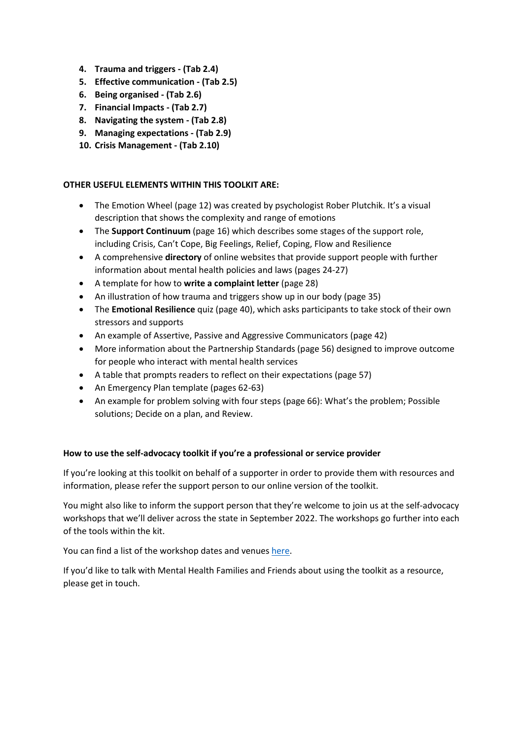4. **Trauma and triggers - (Tab 2.4)**
5. **Effective communication - (Tab 2.5)**
6. **Being organised - (Tab 2.6)**
7. **Financial Impacts - (Tab 2.7)**
8. **Navigating the system - (Tab 2.8)**
9. **Managing expectations - (Tab 2.9)**
10. **Crisis Management - (Tab 2.10)**

**OTHER USEFUL ELEMENTS WITHIN THIS TOOLKIT ARE:**

- The Emotion Wheel (page 12) was created by psychologist Rober Plutchik. It's a visual description that shows the complexity and range of emotions
- The **Support Continuum** (page 16) which describes some stages of the support role, including Crisis, Can't Cope, Big Feelings, Relief, Coping, Flow and Resilience
- A comprehensive **directory** of online websites that provide support people with further information about mental health policies and laws (pages 24-27)
- A template for how to **write a complaint letter** (page 28)
- An illustration of how trauma and triggers show up in our body (page 35)
- The **Emotional Resilience** quiz (page 40), which asks participants to take stock of their own stressors and supports
- An example of Assertive, Passive and Aggressive Communicators (page 42)
- More information about the Partnership Standards (page 56) designed to improve outcome for people who interact with mental health services
- A table that prompts readers to reflect on their expectations (page 57)
- An Emergency Plan template (pages 62-63)
- An example for problem solving with four steps (page 66): What's the problem; Possible solutions; Decide on a plan, and Review.

**How to use the self-advocacy toolkit if you're a professional or service provider**

If you're looking at this toolkit on behalf of a supporter in order to provide them with resources and information, please refer the support person to our online version of the toolkit.

You might also like to inform the support person that they're welcome to join us at the self-advocacy workshops that we'll deliver across the state in September 2022. The workshops go further into each of the tools within the kit.

You can find a list of the workshop dates and venues here.

If you'd like to talk with Mental Health Families and Friends about using the toolkit as a resource, please get in touch.